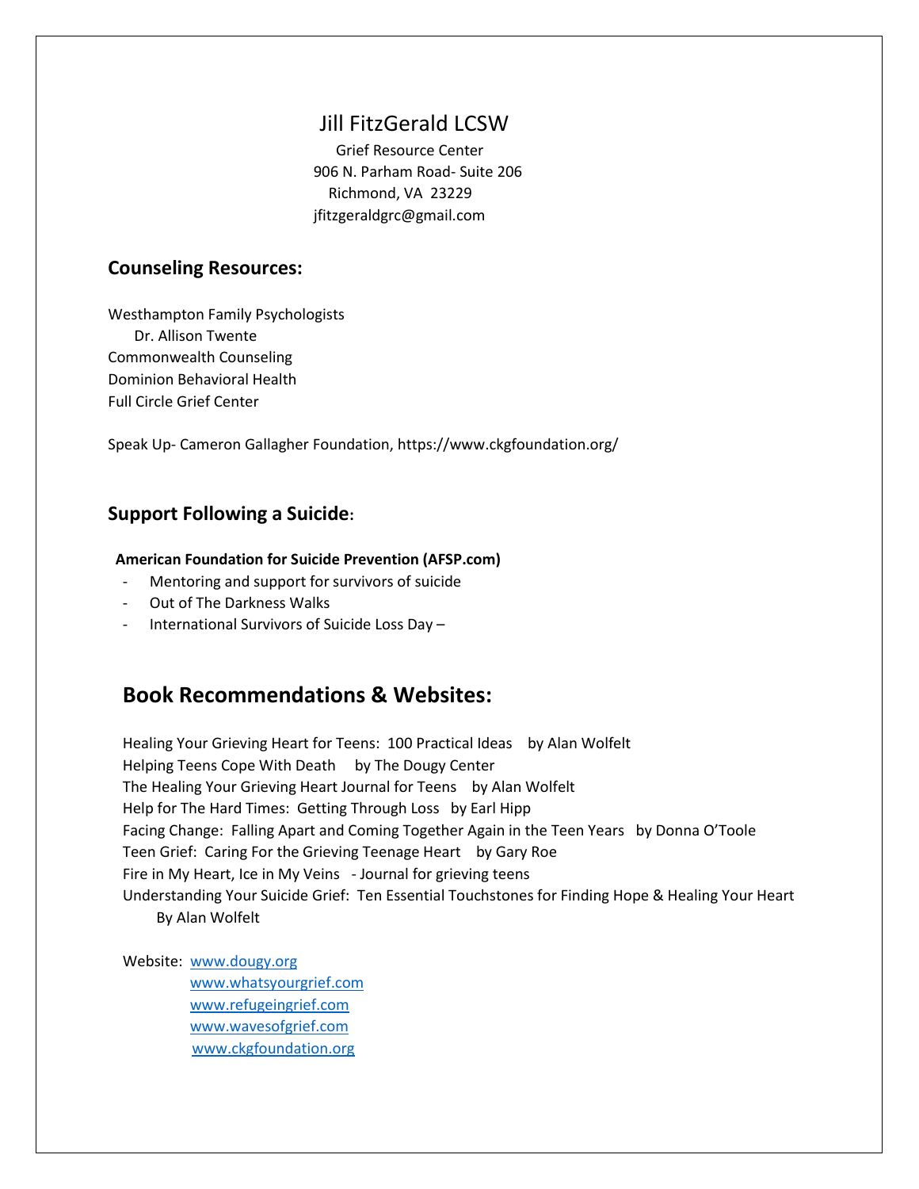# Jill FitzGerald LCSW

Grief Resource Center
906 N. Parham Road- Suite 206
Richmond, VA 23229
jfitzgeraldgrc@gmail.com

## Counseling Resources:

Westhampton Family Psychologists
  Dr. Allison Twente
Commonwealth Counseling
Dominion Behavioral Health
Full Circle Grief Center

Speak Up- Cameron Gallagher Foundation, https://www.ckgfoundation.org/

## Support Following a Suicide:

**American Foundation for Suicide Prevention (AFSP.com)**

- Mentoring and support for survivors of suicide
- Out of The Darkness Walks
- International Survivors of Suicide Loss Day –

## Book Recommendations & Websites:

Healing Your Grieving Heart for Teens: 100 Practical Ideas by Alan Wolfelt
Helping Teens Cope With Death by The Dougy Center
The Healing Your Grieving Heart Journal for Teens by Alan Wolfelt
Help for The Hard Times: Getting Through Loss by Earl Hipp
Facing Change: Falling Apart and Coming Together Again in the Teen Years by Donna O'Toole
Teen Grief: Caring For the Grieving Teenage Heart by Gary Roe
Fire in My Heart, Ice in My Veins - Journal for grieving teens
Understanding Your Suicide Grief: Ten Essential Touchstones for Finding Hope & Healing Your Heart
  By Alan Wolfelt

Website: www.dougy.org
www.whatsyourgrief.com
www.refugeingrief.com
www.wavesofgrief.com
www.ckgfoundation.org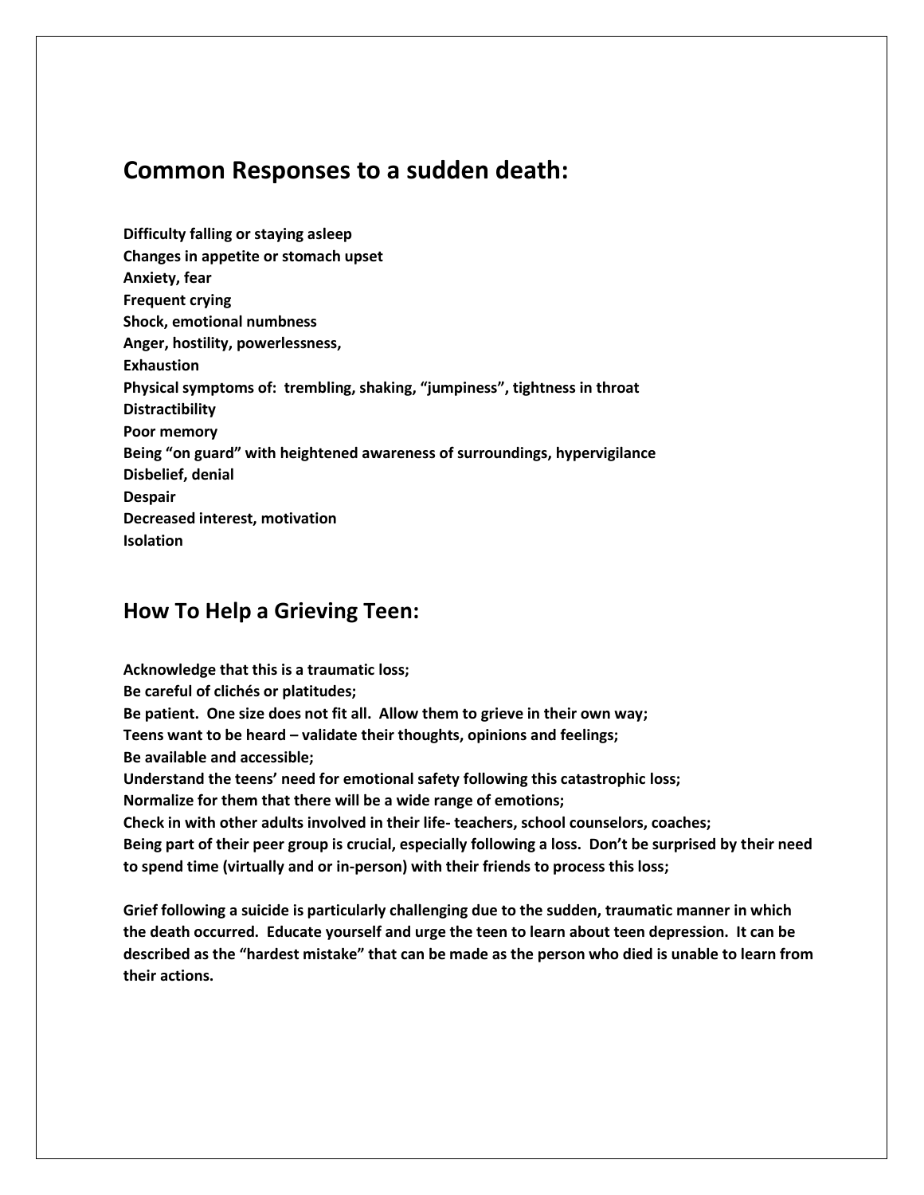## Common Responses to a sudden death:

**Difficulty falling or staying asleep**
**Changes in appetite or stomach upset**
**Anxiety, fear**
**Frequent crying**
**Shock, emotional numbness**
**Anger, hostility, powerlessness,**
**Exhaustion**
**Physical symptoms of: trembling, shaking, "jumpiness", tightness in throat**
**Distractibility**
**Poor memory**
**Being "on guard" with heightened awareness of surroundings, hypervigilance**
**Disbelief, denial**
**Despair**
**Decreased interest, motivation**
**Isolation**

## How To Help a Grieving Teen:

**Acknowledge that this is a traumatic loss;**
**Be careful of clichés or platitudes;**
**Be patient. One size does not fit all. Allow them to grieve in their own way;**
**Teens want to be heard – validate their thoughts, opinions and feelings;**
**Be available and accessible;**
**Understand the teens' need for emotional safety following this catastrophic loss;**
**Normalize for them that there will be a wide range of emotions;**
**Check in with other adults involved in their life- teachers, school counselors, coaches;**
**Being part of their peer group is crucial, especially following a loss. Don't be surprised by their need to spend time (virtually and or in-person) with their friends to process this loss;**

**Grief following a suicide is particularly challenging due to the sudden, traumatic manner in which the death occurred. Educate yourself and urge the teen to learn about teen depression. It can be described as the "hardest mistake" that can be made as the person who died is unable to learn from their actions.**